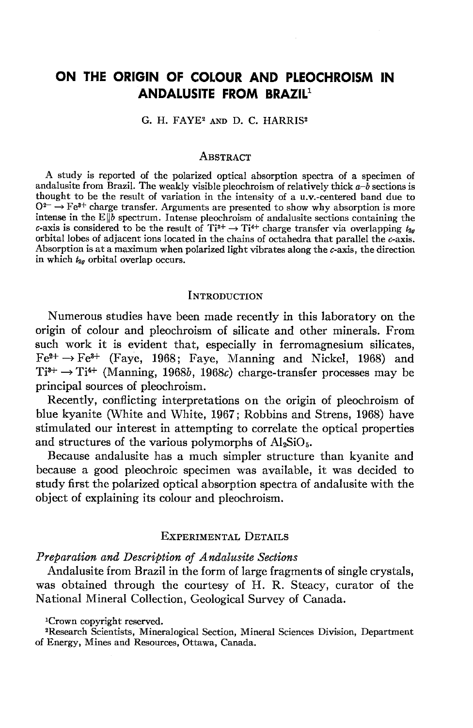# ON THE ORIGIN OF COLOUR AND PLEOCHROISM IN ANDALUSITE FROM BRAZIL[1]

G. H. FAYE[2] AND D. C. HARRIS[2]

## Abstract

A study is reported of the polarized optical absorption spectra of a specimen of andalusite from Brazil. The weakly visible pleochroism of relatively thick *a–b* sections is thought to be the result of variation in the intensity of a u.v.-centered band due to $O^{2-} \rightarrow Fe^{3+}$ charge transfer. Arguments are presented to show why absorption is more intense in the $E\|b$ spectrum. Intense pleochroism of andalusite sections containing the *c*-axis is considered to be the result of $Ti^{3+} \rightarrow Ti^{4+}$ charge transfer via overlapping $t_{2g}$ orbital lobes of adjacent ions located in the chains of octahedra that parallel the *c*-axis. Absorption is at a maximum when polarized light vibrates along the *c*-axis, the direction in which $t_{2g}$ orbital overlap occurs.

## Introduction

Numerous studies have been made recently in this laboratory on the origin of colour and pleochroism of silicate and other minerals. From such work it is evident that, especially in ferromagnesium silicates, $Fe^{2+} \rightarrow Fe^{3+}$ (Faye, 1968; Faye, Manning and Nickel, 1968) and $Ti^{3+} \rightarrow Ti^{4+}$ (Manning, 1968*b*, 1968*c*) charge-transfer processes may be principal sources of pleochroism.

Recently, conflicting interpretations on the origin of pleochroism of blue kyanite (White and White, 1967; Robbins and Strens, 1968) have stimulated our interest in attempting to correlate the optical properties and structures of the various polymorphs of $Al_2SiO_5$.

Because andalusite has a much simpler structure than kyanite and because a good pleochroic specimen was available, it was decided to study first the polarized optical absorption spectra of andalusite with the object of explaining its colour and pleochroism.

## Experimental Details

### *Preparation and Description of Andalusite Sections*

Andalusite from Brazil in the form of large fragments of single crystals, was obtained through the courtesy of H. R. Steacy, curator of the National Mineral Collection, Geological Survey of Canada.

[1]Crown copyright reserved.

[2]Research Scientists, Mineralogical Section, Mineral Sciences Division, Department of Energy, Mines and Resources, Ottawa, Canada.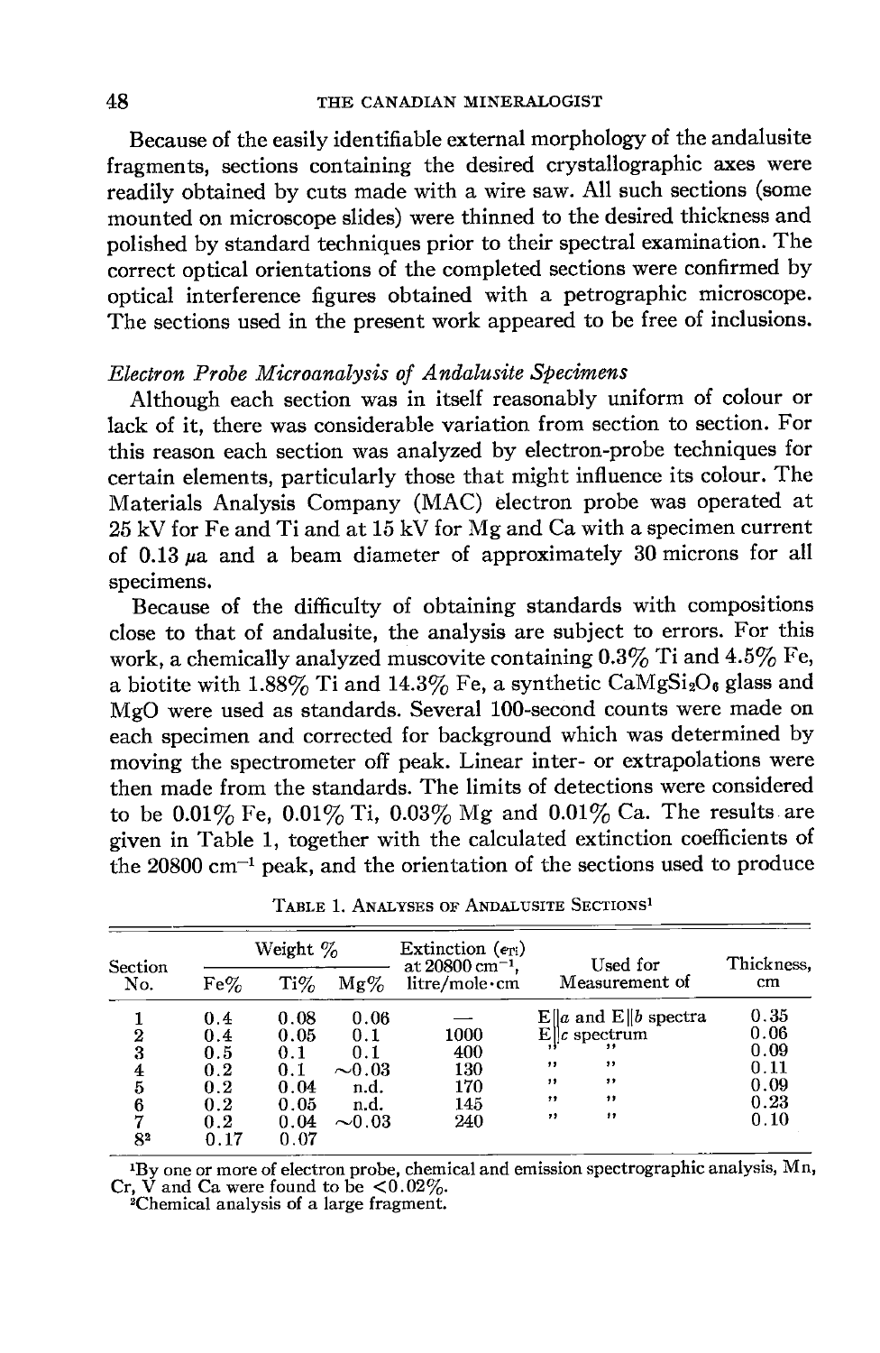Because of the easily identifiable external morphology of the andalusite fragments, sections containing the desired crystallographic axes were readily obtained by cuts made with a wire saw. All such sections (some mounted on microscope slides) were thinned to the desired thickness and polished by standard techniques prior to their spectral examination. The correct optical orientations of the completed sections were confirmed by optical interference figures obtained with a petrographic microscope. The sections used in the present work appeared to be free of inclusions.

### *Electron Probe Microanalysis of Andalusite Specimens*

Although each section was in itself reasonably uniform of colour or lack of it, there was considerable variation from section to section. For this reason each section was analyzed by electron-probe techniques for certain elements, particularly those that might influence its colour. The Materials Analysis Company (MAC) electron probe was operated at 25 kV for Fe and Ti and at 15 kV for Mg and Ca with a specimen current of 0.13 $\mu$a and a beam diameter of approximately 30 microns for all specimens.

Because of the difficulty of obtaining standards with compositions close to that of andalusite, the analysis are subject to errors. For this work, a chemically analyzed muscovite containing 0.3% Ti and 4.5% Fe, a biotite with 1.88% Ti and 14.3% Fe, a synthetic $CaMgSi_2O_6$ glass and MgO were used as standards. Several 100-second counts were made on each specimen and corrected for background which was determined by moving the spectrometer off peak. Linear inter- or extrapolations were then made from the standards. The limits of detections were considered to be 0.01% Fe, 0.01% Ti, 0.03% Mg and 0.01% Ca. The results are given in Table 1, together with the calculated extinction coefficients of the 20800 cm$^{-1}$ peak, and the orientation of the sections used to produce

TABLE 1. ANALYSES OF ANDALUSITE SECTIONS[1]

| Section No. | Weight % | | | Extinction ($\epsilon_{Ti}$) at 20800 cm$^{-1}$, litre/mole·cm | Used for Measurement of | Thickness, cm |
|---|---|---|---|---|---|---|
| | Fe% | Ti% | Mg% | | | |
| 1 | 0.4 | 0.08 | 0.06 | — | E‖a and E‖b spectra | 0.35 |
| 2 | 0.4 | 0.05 | 0.1 | 1000 | E‖c spectrum | 0.06 |
| 3 | 0.5 | 0.1 | 0.1 | 400 | " " | 0.09 |
| 4 | 0.2 | 0.1 | ~0.03 | 130 | " " | 0.11 |
| 5 | 0.2 | 0.04 | n.d. | 170 | " " | 0.09 |
| 6 | 0.2 | 0.05 | n.d. | 145 | " " | 0.23 |
| 7 | 0.2 | 0.04 | ~0.03 | 240 | " " | 0.10 |
| 8[2] | 0.17 | 0.07 | | | | |

[1]By one or more of electron probe, chemical and emission spectrographic analysis, Mn, Cr, V and Ca were found to be <0.02%.
[2]Chemical analysis of a large fragment.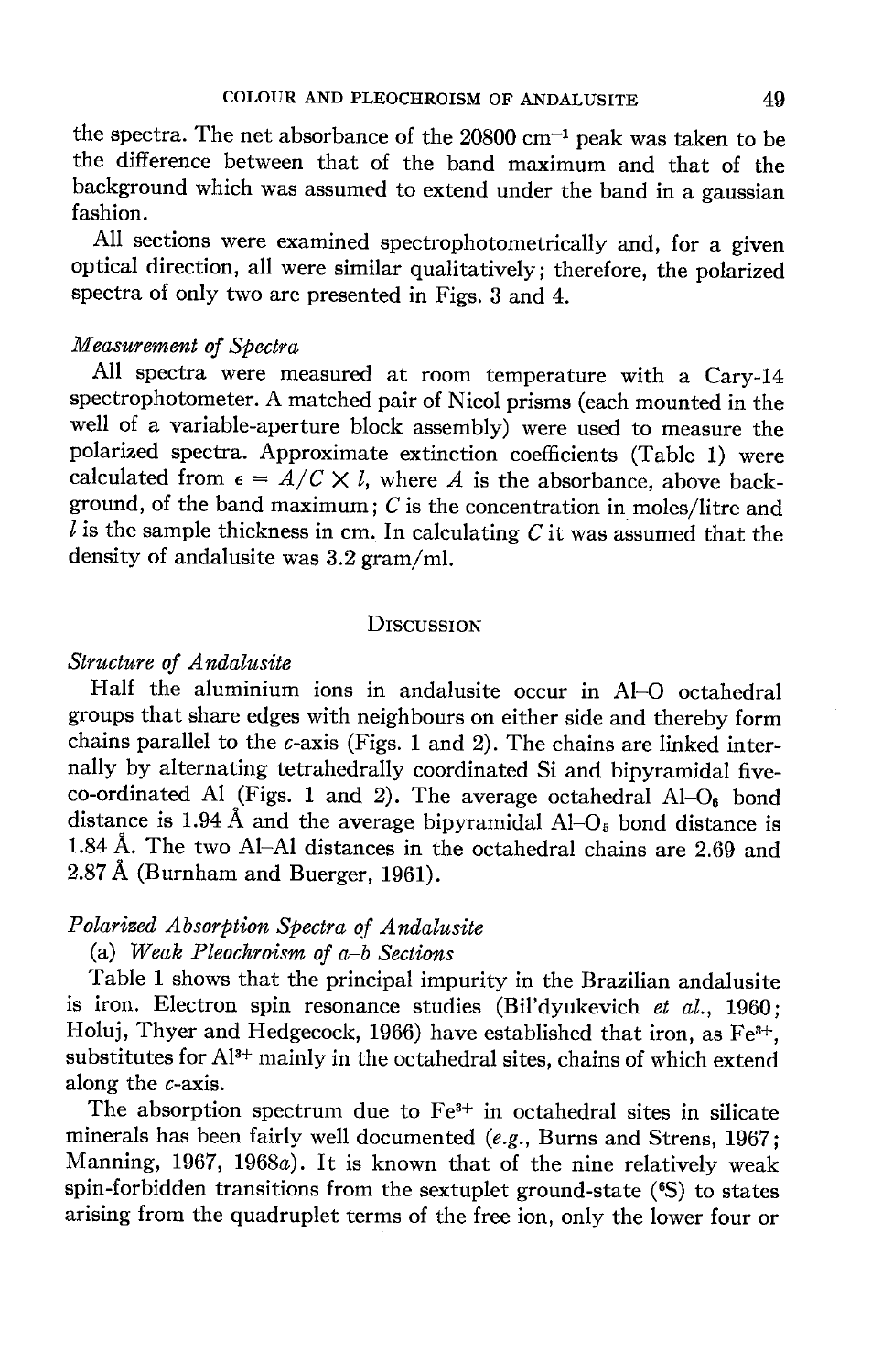the spectra. The net absorbance of the 20800 $cm^{-1}$ peak was taken to be the difference between that of the band maximum and that of the background which was assumed to extend under the band in a gaussian fashion.

All sections were examined spectrophotometrically and, for a given optical direction, all were similar qualitatively; therefore, the polarized spectra of only two are presented in Figs. 3 and 4.

*Measurement of Spectra*

All spectra were measured at room temperature with a Cary-14 spectrophotometer. A matched pair of Nicol prisms (each mounted in the well of a variable-aperture block assembly) were used to measure the polarized spectra. Approximate extinction coefficients (Table 1) were calculated from $\epsilon = A/C \times l$, where $A$ is the absorbance, above background, of the band maximum; $C$ is the concentration in moles/litre and $l$ is the sample thickness in cm. In calculating $C$ it was assumed that the density of andalusite was 3.2 gram/ml.

## Discussion

*Structure of Andalusite*

Half the aluminium ions in andalusite occur in Al–O octahedral groups that share edges with neighbours on either side and thereby form chains parallel to the $c$-axis (Figs. 1 and 2). The chains are linked internally by alternating tetrahedrally coordinated Si and bipyramidal five-co-ordinated Al (Figs. 1 and 2). The average octahedral $Al{-}O_6$ bond distance is 1.94 Å and the average bipyramidal $Al{-}O_5$ bond distance is 1.84 Å. The two Al–Al distances in the octahedral chains are 2.69 and 2.87 Å (Burnham and Buerger, 1961).

*Polarized Absorption Spectra of Andalusite*

(a) *Weak Pleochroism of a–b Sections*

Table 1 shows that the principal impurity in the Brazilian andalusite is iron. Electron spin resonance studies (Bil'dyukevich *et al.*, 1960; Holuj, Thyer and Hedgecock, 1966) have established that iron, as $Fe^{3+}$, substitutes for $Al^{3+}$ mainly in the octahedral sites, chains of which extend along the $c$-axis.

The absorption spectrum due to $Fe^{3+}$ in octahedral sites in silicate minerals has been fairly well documented (*e.g.*, Burns and Strens, 1967; Manning, 1967, 1968*a*). It is known that of the nine relatively weak spin-forbidden transitions from the sextuplet ground-state ($^6S$) to states arising from the quadruplet terms of the free ion, only the lower four or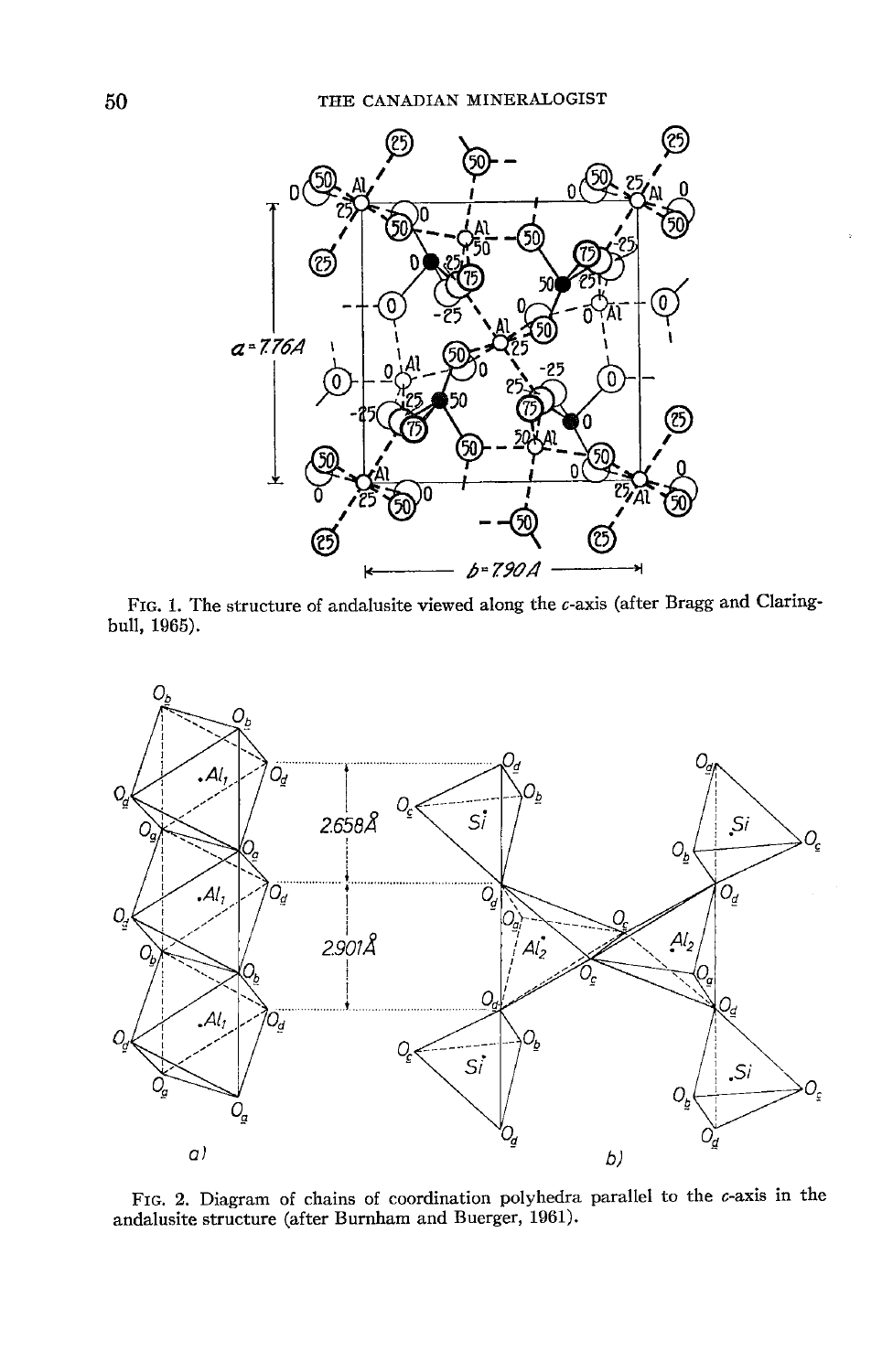FIG. 1. The structure of andalusite viewed along the $c$-axis (after Bragg and Claringbull, 1965).

FIG. 2. Diagram of chains of coordination polyhedra parallel to the $c$-axis in the andalusite structure (after Burnham and Buerger, 1961).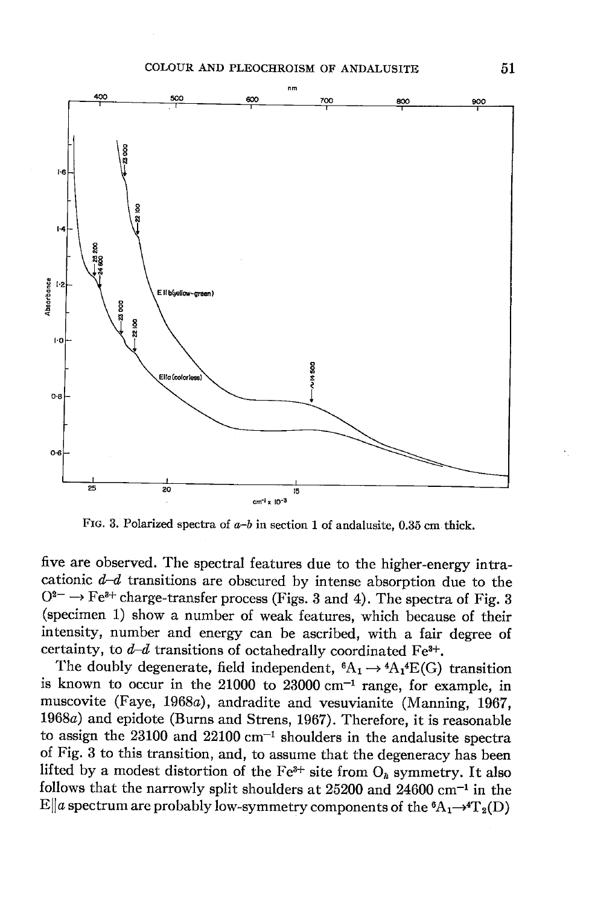FIG. 3. Polarized spectra of $a$–$b$ in section 1 of andalusite, 0.35 cm thick.

five are observed. The spectral features due to the higher-energy intra-cationic $d$–$d$ transitions are obscured by intense absorption due to the $O^{2-} \rightarrow Fe^{3+}$ charge-transfer process (Figs. 3 and 4). The spectra of Fig. 3 (specimen 1) show a number of weak features, which because of their intensity, number and energy can be ascribed, with a fair degree of certainty, to $d$–$d$ transitions of octahedrally coordinated $Fe^{3+}$.

The doubly degenerate, field independent, ${}^6A_1 \rightarrow {}^4A_1{}^4E(G)$ transition is known to occur in the 21000 to 23000 $cm^{-1}$ range, for example, in muscovite (Faye, 1968$a$), andradite and vesuvianite (Manning, 1967, 1968$a$) and epidote (Burns and Strens, 1967). Therefore, it is reasonable to assign the 23100 and 22100 $cm^{-1}$ shoulders in the andalusite spectra of Fig. 3 to this transition, and, to assume that the degeneracy has been lifted by a modest distortion of the $Fe^{3+}$ site from $O_h$ symmetry. It also follows that the narrowly split shoulders at 25200 and 24600 $cm^{-1}$ in the $E \| a$ spectrum are probably low-symmetry components of the ${}^6A_1 \rightarrow {}^4T_2(D)$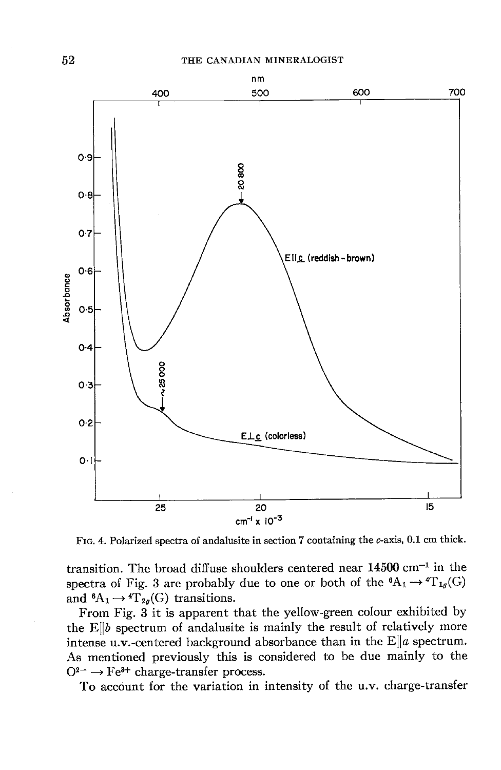FIG. 4. Polarized spectra of andalusite in section 7 containing the $c$-axis, 0.1 cm thick.

transition. The broad diffuse shoulders centered near 14500 $cm^{-1}$ in the spectra of Fig. 3 are probably due to one or both of the $^6A_1 \rightarrow {}^4T_{1g}(G)$ and $^6A_1 \rightarrow {}^4T_{2g}(G)$ transitions.

From Fig. 3 it is apparent that the yellow-green colour exhibited by the E$\|b$ spectrum of andalusite is mainly the result of relatively more intense u.v.-centered background absorbance than in the E$\|a$ spectrum. As mentioned previously this is considered to be due mainly to the $O^{2-} \rightarrow Fe^{3+}$ charge-transfer process.

To account for the variation in intensity of the u.v. charge-transfer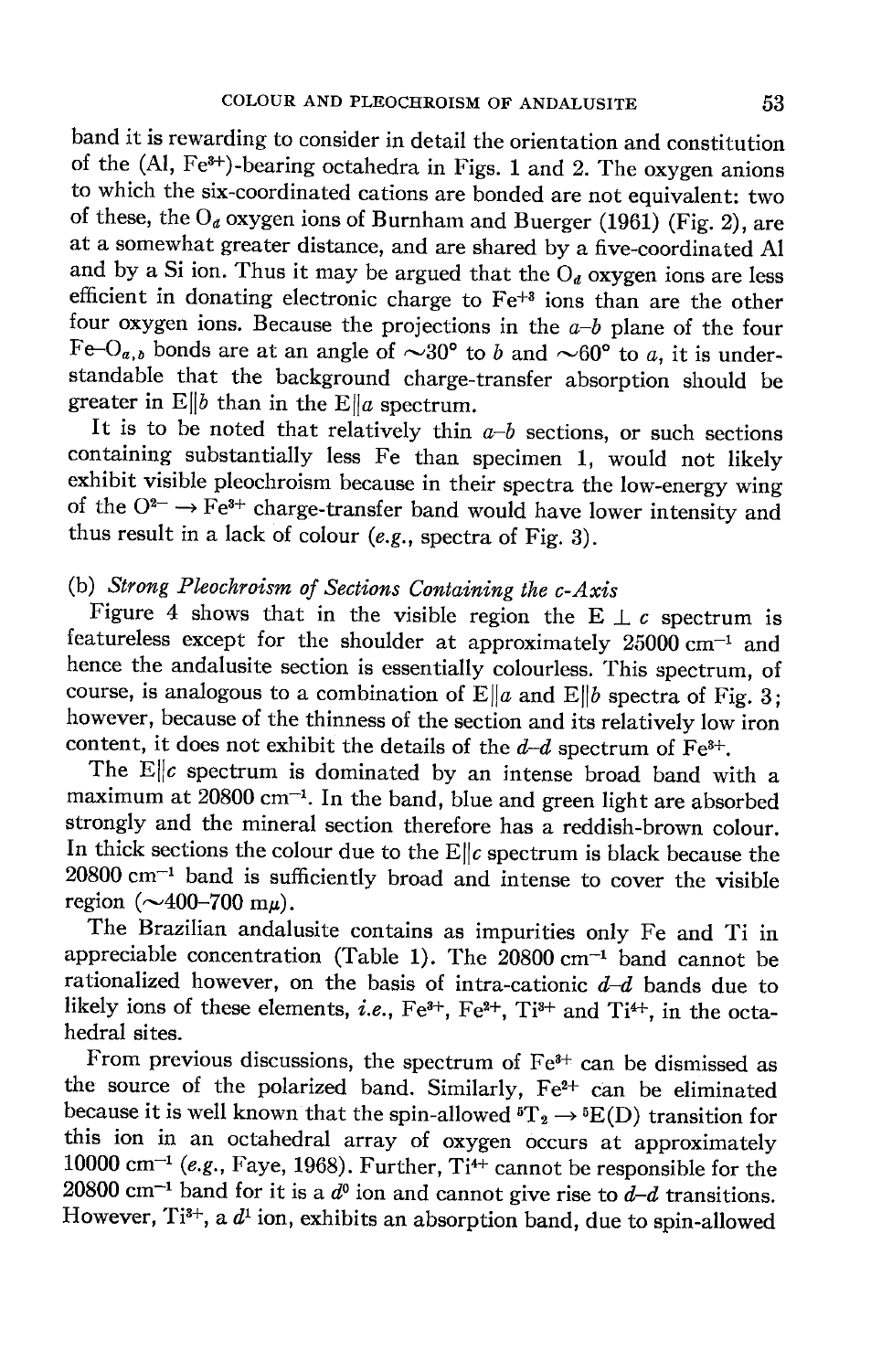band it is rewarding to consider in detail the orientation and constitution of the (Al, $Fe^{3+}$)-bearing octahedra in Figs. 1 and 2. The oxygen anions to which the six-coordinated cations are bonded are not equivalent: two of these, the $O_d$ oxygen ions of Burnham and Buerger (1961) (Fig. 2), are at a somewhat greater distance, and are shared by a five-coordinated Al and by a Si ion. Thus it may be argued that the $O_d$ oxygen ions are less efficient in donating electronic charge to $Fe^{+3}$ ions than are the other four oxygen ions. Because the projections in the $a$–$b$ plane of the four Fe–$O_{a,b}$ bonds are at an angle of ~30° to $b$ and ~60° to $a$, it is understandable that the background charge-transfer absorption should be greater in E‖$b$ than in the E‖$a$ spectrum.

It is to be noted that relatively thin $a$–$b$ sections, or such sections containing substantially less Fe than specimen 1, would not likely exhibit visible pleochroism because in their spectra the low-energy wing of the $O^{2-} \rightarrow Fe^{3+}$ charge-transfer band would have lower intensity and thus result in a lack of colour (*e.g.*, spectra of Fig. 3).

### (b) *Strong Pleochroism of Sections Containing the c-Axis*

Figure 4 shows that in the visible region the E ⊥ $c$ spectrum is featureless except for the shoulder at approximately 25000 $cm^{-1}$ and hence the andalusite section is essentially colourless. This spectrum, of course, is analogous to a combination of E‖$a$ and E‖$b$ spectra of Fig. 3; however, because of the thinness of the section and its relatively low iron content, it does not exhibit the details of the $d$–$d$ spectrum of $Fe^{3+}$.

The E‖$c$ spectrum is dominated by an intense broad band with a maximum at 20800 $cm^{-1}$. In the band, blue and green light are absorbed strongly and the mineral section therefore has a reddish-brown colour. In thick sections the colour due to the E‖$c$ spectrum is black because the 20800 $cm^{-1}$ band is sufficiently broad and intense to cover the visible region (~400–700 mμ).

The Brazilian andalusite contains as impurities only Fe and Ti in appreciable concentration (Table 1). The 20800 $cm^{-1}$ band cannot be rationalized however, on the basis of intra-cationic $d$–$d$ bands due to likely ions of these elements, *i.e.*, $Fe^{3+}$, $Fe^{2+}$, $Ti^{3+}$ and $Ti^{4+}$, in the octahedral sites.

From previous discussions, the spectrum of $Fe^{3+}$ can be dismissed as the source of the polarized band. Similarly, $Fe^{2+}$ can be eliminated because it is well known that the spin-allowed $^5T_2 \rightarrow {}^5E(D)$ transition for this ion in an octahedral array of oxygen occurs at approximately 10000 $cm^{-1}$ (*e.g.*, Faye, 1968). Further, $Ti^{4+}$ cannot be responsible for the 20800 $cm^{-1}$ band for it is a $d^0$ ion and cannot give rise to $d$–$d$ transitions. However, $Ti^{3+}$, a $d^1$ ion, exhibits an absorption band, due to spin-allowed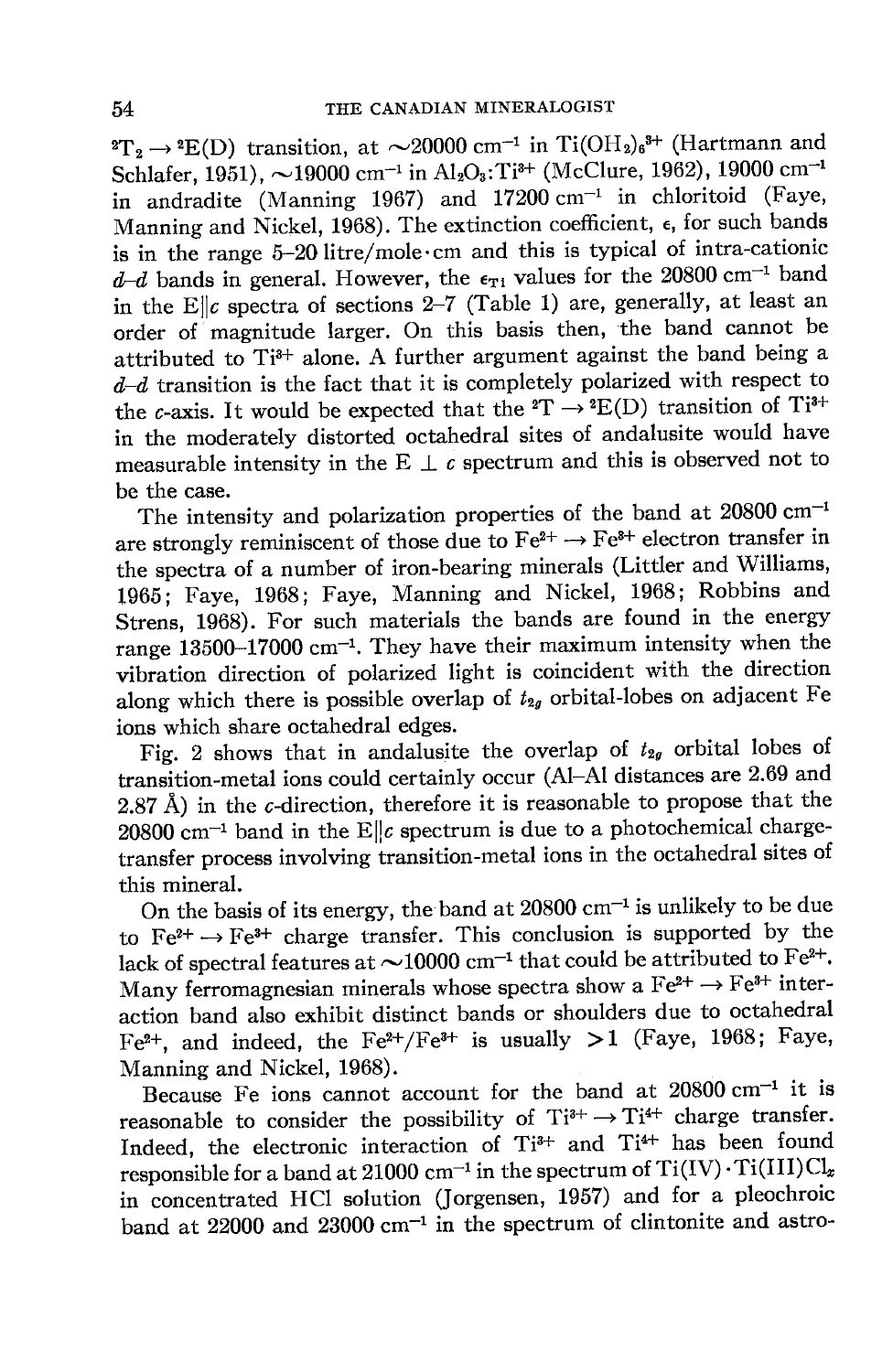$^2T_2 \rightarrow {}^2E(D)$ transition, at ~20000 cm$^{-1}$ in $Ti(OH_2)_6^{3+}$ (Hartmann and Schlafer, 1951), ~19000 cm$^{-1}$ in $Al_2O_3{:}Ti^{3+}$ (McClure, 1962), 19000 cm$^{-1}$ in andradite (Manning 1967) and 17200 cm$^{-1}$ in chloritoid (Faye, Manning and Nickel, 1968). The extinction coefficient, $\epsilon$, for such bands is in the range 5–20 litre/mole·cm and this is typical of intra-cationic *d–d* bands in general. However, the $\epsilon_{Ti}$ values for the 20800 cm$^{-1}$ band in the E‖*c* spectra of sections 2–7 (Table 1) are, generally, at least an order of magnitude larger. On this basis then, the band cannot be attributed to $Ti^{3+}$ alone. A further argument against the band being a *d–d* transition is the fact that it is completely polarized with respect to the *c*-axis. It would be expected that the $^2T \rightarrow {}^2E(D)$ transition of $Ti^{3+}$ in the moderately distorted octahedral sites of andalusite would have measurable intensity in the E ⊥ *c* spectrum and this is observed not to be the case.

The intensity and polarization properties of the band at 20800 cm$^{-1}$ are strongly reminiscent of those due to $Fe^{2+} \rightarrow Fe^{3+}$ electron transfer in the spectra of a number of iron-bearing minerals (Littler and Williams, 1965; Faye, 1968; Faye, Manning and Nickel, 1968; Robbins and Strens, 1968). For such materials the bands are found in the energy range 13500–17000 cm$^{-1}$. They have their maximum intensity when the vibration direction of polarized light is coincident with the direction along which there is possible overlap of $t_{2g}$ orbital-lobes on adjacent Fe ions which share octahedral edges.

Fig. 2 shows that in andalusite the overlap of $t_{2g}$ orbital lobes of transition-metal ions could certainly occur (Al–Al distances are 2.69 and 2.87 Å) in the *c*-direction, therefore it is reasonable to propose that the 20800 cm$^{-1}$ band in the E‖*c* spectrum is due to a photochemical charge-transfer process involving transition-metal ions in the octahedral sites of this mineral.

On the basis of its energy, the band at 20800 cm$^{-1}$ is unlikely to be due to $Fe^{2+} \rightarrow Fe^{3+}$ charge transfer. This conclusion is supported by the lack of spectral features at ~10000 cm$^{-1}$ that could be attributed to $Fe^{2+}$. Many ferromagnesian minerals whose spectra show a $Fe^{2+} \rightarrow Fe^{3+}$ interaction band also exhibit distinct bands or shoulders due to octahedral $Fe^{2+}$, and indeed, the $Fe^{2+}/Fe^{3+}$ is usually >1 (Faye, 1968; Faye, Manning and Nickel, 1968).

Because Fe ions cannot account for the band at 20800 cm$^{-1}$ it is reasonable to consider the possibility of $Ti^{3+} \rightarrow Ti^{4+}$ charge transfer. Indeed, the electronic interaction of $Ti^{3+}$ and $Ti^{4+}$ has been found responsible for a band at 21000 cm$^{-1}$ in the spectrum of $Ti(IV) \cdot Ti(III)Cl_x$ in concentrated HCl solution (Jorgensen, 1957) and for a pleochroic band at 22000 and 23000 cm$^{-1}$ in the spectrum of clintonite and astro-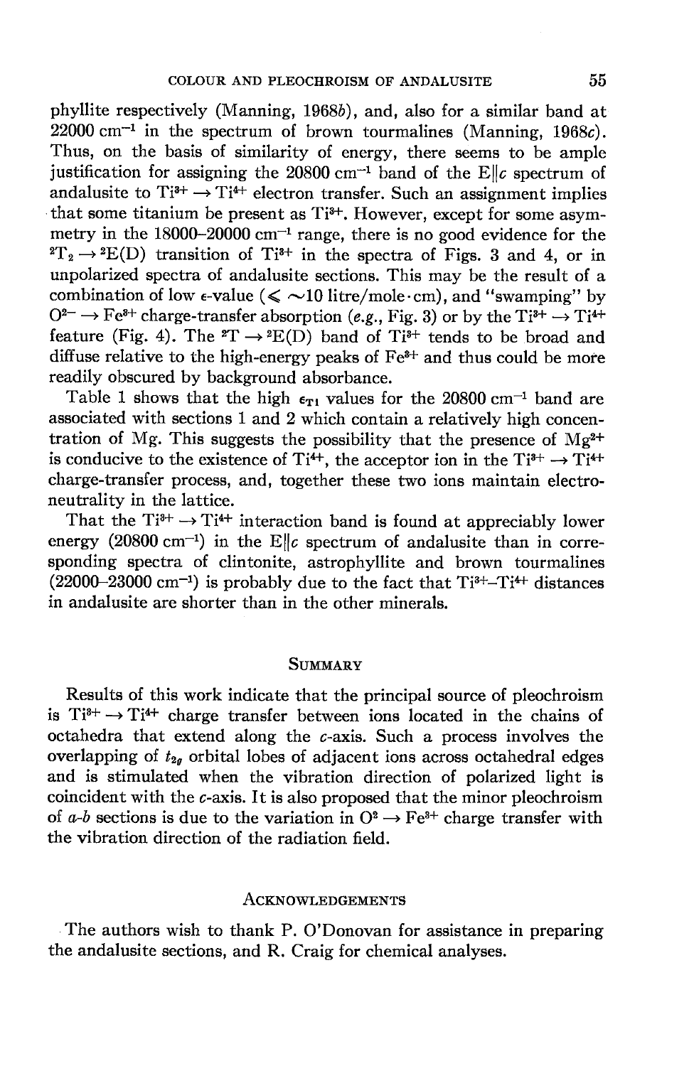phyllite respectively (Manning, 1968*b*), and, also for a similar band at 22000 $cm^{-1}$ in the spectrum of brown tourmalines (Manning, 1968*c*). Thus, on the basis of similarity of energy, there seems to be ample justification for assigning the 20800 $cm^{-1}$ band of the $E\|c$ spectrum of andalusite to $Ti^{3+} \rightarrow Ti^{4+}$ electron transfer. Such an assignment implies that some titanium be present as $Ti^{3+}$. However, except for some asymmetry in the 18000–20000 $cm^{-1}$ range, there is no good evidence for the $^2T_2 \rightarrow {}^2E(D)$ transition of $Ti^{3+}$ in the spectra of Figs. 3 and 4, or in unpolarized spectra of andalusite sections. This may be the result of a combination of low $\epsilon$-value ($\leqslant \sim$10 litre/mole·cm), and "swamping" by $O^{2-} \rightarrow Fe^{3+}$ charge-transfer absorption (*e.g.*, Fig. 3) or by the $Ti^{3+} \rightarrow Ti^{4+}$ feature (Fig. 4). The $^2T \rightarrow {}^2E(D)$ band of $Ti^{3+}$ tends to be broad and diffuse relative to the high-energy peaks of $Fe^{3+}$ and thus could be more readily obscured by background absorbance.

Table 1 shows that the high $\epsilon_{Ti}$ values for the 20800 $cm^{-1}$ band are associated with sections 1 and 2 which contain a relatively high concentration of Mg. This suggests the possibility that the presence of $Mg^{2+}$ is conducive to the existence of $Ti^{4+}$, the acceptor ion in the $Ti^{3+} \rightarrow Ti^{4+}$ charge-transfer process, and, together these two ions maintain electroneutrality in the lattice.

That the $Ti^{3+} \rightarrow Ti^{4+}$ interaction band is found at appreciably lower energy (20800 $cm^{-1}$) in the $E\|c$ spectrum of andalusite than in corresponding spectra of clintonite, astrophyllite and brown tourmalines (22000–23000 $cm^{-1}$) is probably due to the fact that $Ti^{3+}$–$Ti^{4+}$ distances in andalusite are shorter than in the other minerals.

## Summary

Results of this work indicate that the principal source of pleochroism is $Ti^{3+} \rightarrow Ti^{4+}$ charge transfer between ions located in the chains of octahedra that extend along the *c*-axis. Such a process involves the overlapping of $t_{2g}$ orbital lobes of adjacent ions across octahedral edges and is stimulated when the vibration direction of polarized light is coincident with the *c*-axis. It is also proposed that the minor pleochroism of *a-b* sections is due to the variation in $O^{2} \rightarrow Fe^{3+}$ charge transfer with the vibration direction of the radiation field.

## Acknowledgements

The authors wish to thank P. O'Donovan for assistance in preparing the andalusite sections, and R. Craig for chemical analyses.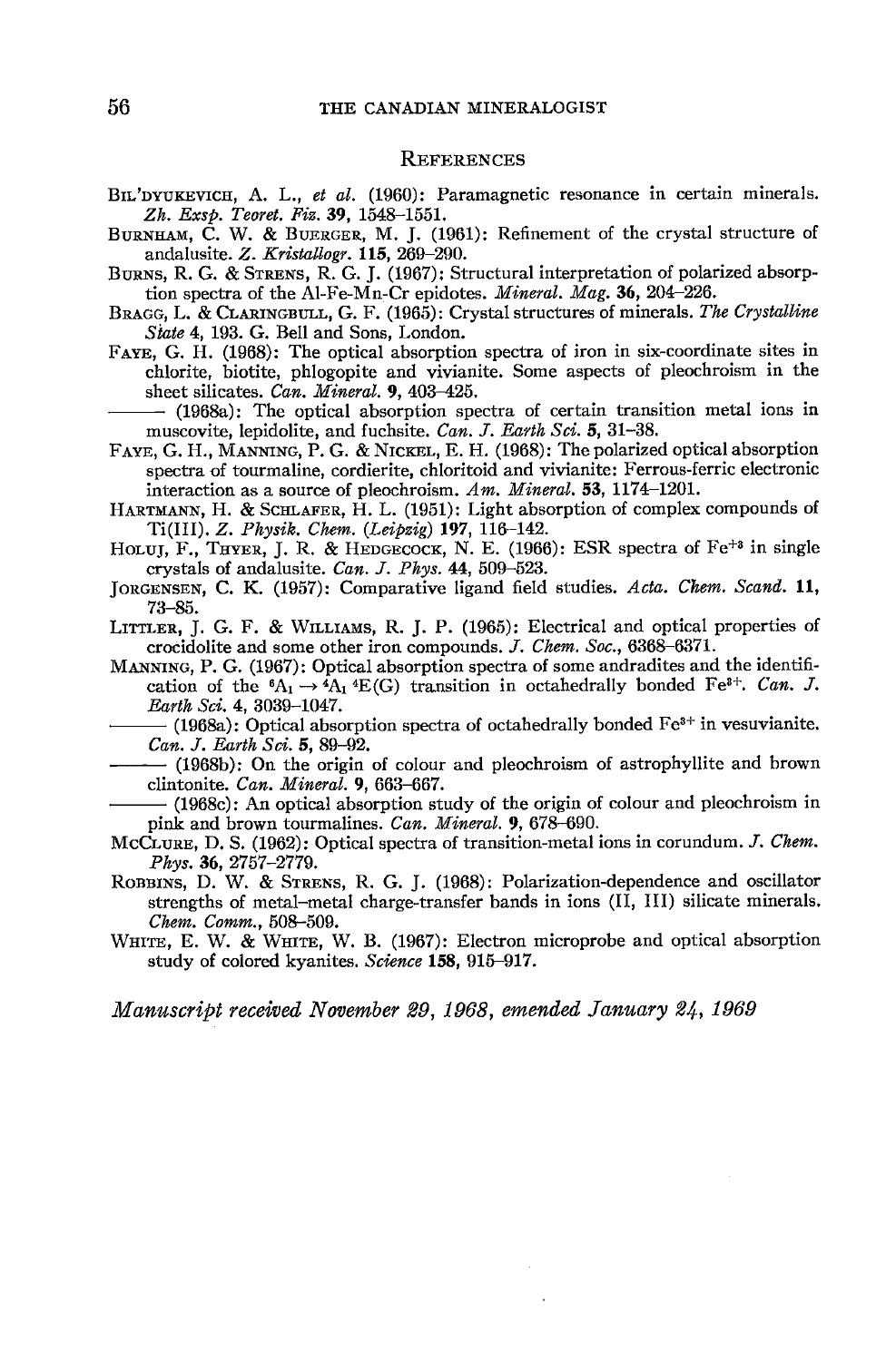## References

BIL'DYUKEVICH, A. L., *et al.* (1960): Paramagnetic resonance in certain minerals. *Zh. Exsp. Teoret. Fiz.* **39**, 1548–1551.

BURNHAM, C. W. & BUERGER, M. J. (1961): Refinement of the crystal structure of andalusite. *Z. Kristallogr.* **115**, 269–290.

BURNS, R. G. & STRENS, R. G. J. (1967): Structural interpretation of polarized absorption spectra of the Al-Fe-Mn-Cr epidotes. *Mineral. Mag.* **36**, 204–226.

BRAGG, L. & CLARINGBULL, G. F. (1965): Crystal structures of minerals. *The Crystalline State* 4, 193. G. Bell and Sons, London.

FAYE, G. H. (1968): The optical absorption spectra of iron in six-coordinate sites in chlorite, biotite, phlogopite and vivianite. Some aspects of pleochroism in the sheet silicates. *Can. Mineral.* **9**, 403–425.

——— (1968a): The optical absorption spectra of certain transition metal ions in muscovite, lepidolite, and fuchsite. *Can. J. Earth Sci.* **5**, 31–38.

FAYE, G. H., MANNING, P. G. & NICKEL, E. H. (1968): The polarized optical absorption spectra of tourmaline, cordierite, chloritoid and vivianite: Ferrous-ferric electronic interaction as a source of pleochroism. *Am. Mineral.* **53**, 1174–1201.

HARTMANN, H. & SCHLAFER, H. L. (1951): Light absorption of complex compounds of Ti(III). *Z. Physik. Chem. (Leipzig)* **197**, 116–142.

HOLUJ, F., THYER, J. R. & HEDGECOCK, N. E. (1966): ESR spectra of $Fe^{+3}$ in single crystals of andalusite. *Can. J. Phys.* **44**, 509–523.

JORGENSEN, C. K. (1957): Comparative ligand field studies. *Acta. Chem. Scand.* **11**, 73–85.

LITTLER, J. G. F. & WILLIAMS, R. J. P. (1965): Electrical and optical properties of crocidolite and some other iron compounds. *J. Chem. Soc.*, 6368–6371.

MANNING, P. G. (1967): Optical absorption spectra of some andradites and the identification of the $^6A_1 \rightarrow {}^4A_1\,{}^4E(G)$ transition in octahedrally bonded $Fe^{3+}$. *Can. J. Earth Sci.* **4**, 3039–1047.

——— (1968a): Optical absorption spectra of octahedrally bonded $Fe^{3+}$ in vesuvianite. *Can. J. Earth Sci.* **5**, 89–92.

——— (1968b): On the origin of colour and pleochroism of astrophyllite and brown clintonite. *Can. Mineral.* **9**, 663–667.

——— (1968c): An optical absorption study of the origin of colour and pleochroism in pink and brown tourmalines. *Can. Mineral.* **9**, 678–690.

McCLURE, D. S. (1962): Optical spectra of transition-metal ions in corundum. *J. Chem. Phys.* **36**, 2757–2779.

ROBBINS, D. W. & STRENS, R. G. J. (1968): Polarization-dependence and oscillator strengths of metal–metal charge-transfer bands in ions (II, III) silicate minerals. *Chem. Comm.*, 508–509.

WHITE, E. W. & WHITE, W. B. (1967): Electron microprobe and optical absorption study of colored kyanites. *Science* **158**, 915–917.

*Manuscript received November 29, 1968, emended January 24, 1969*